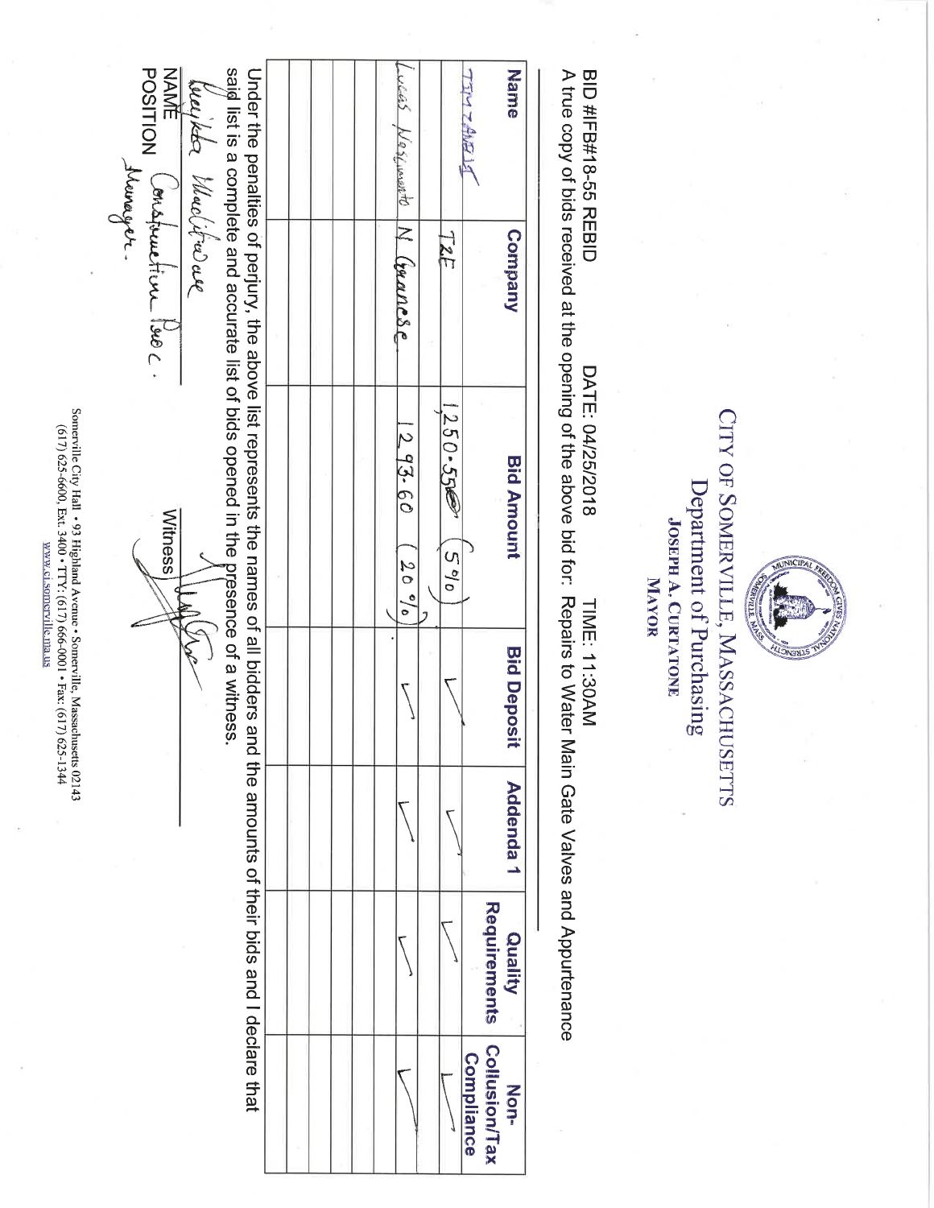# CITY OF SOMERVILLE, MASSACHUSETTS

## Department of Purchasing

**JOSEPH A. CURTATONE**
**MAYOR**

BID #IFB#18-55 REBID DATE: 04/25/2018 TIME: 11:30AM

A true copy of bids received at the opening of the above bid for: Repairs to Water Main Gate Valves and Appurtenance

| Name | Company | Bid Amount | Bid Deposit | Addenda 1 | Quality Requirements | Non-Collusion/Tax Compliance |
|---|---|---|---|---|---|---|
| Tim Amberg | T2E | 1,250.55 (5%) | ✓ | ✓ | ✓ | ✓ |
| Lucas Nascimento | N Granese | 1293.60 (20%) | ✓ | ✓ | ✓ | ✓ |
| | | | | | | |
| | | | | | | |
| | | | | | | |
| | | | | | | |
| | | | | | | |
| | | | | | | |

Under the penalties of perjury, the above list represents the names of all bidders and the amounts of their bids and I declare that said list is a complete and accurate list of bids opened in the presence of a witness.

NAME Vaejkba Waelidiwe

POSITION Construction Proc. Manager.

Witness [signature]

Somerville City Hall • 93 Highland Avenue • Somerville, Massachusetts 02143
(617) 625-6600, Ext. 3400 • TTY: (617) 666-0001 • Fax: (617) 625-1344
www.ci.somerville.ma.us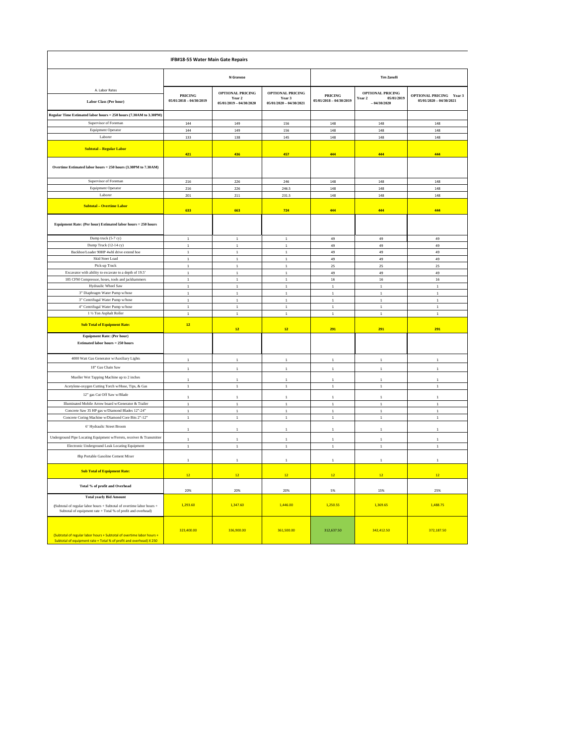## IFB#18-55 Water Main Gate Repairs

| | N Granese | | | Tim Zanelli | | |
|---|---|---|---|---|---|---|
| A. Labor Rates<br>Labor Class (Per hour) | PRICING<br>05/01/2018 – 04/30/2019 | OPTIONAL PRICING<br>Year 2<br>05/01/2019 – 04/30/2020 | OPTIONAL PRICING<br>Year 3<br>05/01/2020 – 04/30/2021 | PRICING<br>05/01/2018 – 04/30/2019 | OPTIONAL PRICING<br>Year 2 05/01/2019 – 04/30/2020 | OPTIONAL PRICING Year 3<br>05/01/2020 – 04/30/2021 |
| Regular Time Estimated labor hours = 250 hours (7.30AM to 3.30PM) | | | | | | |
| Supervisor of Foreman | 144 | 149 | 156 | 148 | 148 | 148 |
| Equipment Operator | 144 | 149 | 156 | 148 | 148 | 148 |
| Laborer | 133 | 138 | 145 | 148 | 148 | 148 |
| **Subtotal – Regular Labor** | 421 | 436 | 457 | 444 | 444 | 444 |
| Overtime Estimated labor hours = 250 hours (3.30PM to 7.30AM) | | | | | | |
| Supervisor of Foreman | 216 | 226 | 246 | 148 | 148 | 148 |
| Equipment Operator | 216 | 226 | 246.5 | 148 | 148 | 148 |
| Laborer | 201 | 211 | 231.5 | 148 | 148 | 148 |
| **Subtotal – Overtime Labor** | 633 | 663 | 724 | 444 | 444 | 444 |
| Equipment Rate: (Per hour) Estimated labor hours = 250 hours | | | | | | |
| Dump truck (5-7 cy) | 1 | 1 | 1 | 49 | 49 | 49 |
| Dump Truck (12-14 cy) | 1 | 1 | 1 | 49 | 49 | 49 |
| Backhoe/Loader 90HP 4whl drive extend hoe | 1 | 1 | 1 | 49 | 49 | 49 |
| Skid Steer Load | 1 | 1 | 1 | 49 | 49 | 49 |
| Pick-up Truck | 1 | 1 | 1 | 25 | 25 | 25 |
| Excavator with ability to excavate to a depth of 19.5' | 1 | 1 | 1 | 49 | 49 | 49 |
| 185 CFM Compressor, hoses, tools and jackhammers | 1 | 1 | 1 | 16 | 16 | 16 |
| Hydraulic Wheel Saw | 1 | 1 | 1 | 1 | 1 | 1 |
| 3" Diaphragm Water Pump w/hose | 1 | 1 | 1 | 1 | 1 | 1 |
| 3" Centrifugal Water Pump w/hose | 1 | 1 | 1 | 1 | 1 | 1 |
| 4" Centrifugal Water Pump w/hose | 1 | 1 | 1 | 1 | 1 | 1 |
| 1 ½ Ton Asphalt Roller | 1 | 1 | 1 | 1 | 1 | 1 |
| **Sub Total of Equipment Rate:** | 12 | 12 | 12 | 291 | 291 | 291 |
| Equipment Rate: (Per hour)<br>Estimated labor hours = 250 hours | | | | | | |
| 4000 Watt Gas Generator w/Auxiliary Lights | 1 | 1 | 1 | 1 | 1 | 1 |
| 18" Gas Chain Saw | 1 | 1 | 1 | 1 | 1 | 1 |
| Mueller Wet Tapping Machine up to 2 inches | 1 | 1 | 1 | 1 | 1 | 1 |
| Acetylene-oxygen Cutting Torch w/Hose, Tips, & Gas | 1 | 1 | 1 | 1 | 1 | 1 |
| 12" gas Cut Off Saw w/Blade | 1 | 1 | 1 | 1 | 1 | 1 |
| Illuminated Mobile Arrow board w/Generator & Trailer | 1 | 1 | 1 | 1 | 1 | 1 |
| Concrete Saw 35 HP gas w/Diamond Blades 12"-24" | 1 | 1 | 1 | 1 | 1 | 1 |
| Concrete Coring Machine w/Diamond Core Bits 2"-12" | 1 | 1 | 1 | 1 | 1 | 1 |
| 6' Hydraulic Street Broom | 1 | 1 | 1 | 1 | 1 | 1 |
| Underground Pipe Locating Equipment w/Ferrets, receiver & Transmitter | 1 | 1 | 1 | 1 | 1 | 1 |
| Electronic Underground Leak Locating Equipment | 1 | 1 | 1 | 1 | 1 | 1 |
| 8hp Portable Gasoline Cement Mixer | 1 | 1 | 1 | 1 | 1 | 1 |
| **Sub Total of Equipment Rate:** | 12 | 12 | 12 | 12 | 12 | 12 |
| Total % of profit and Overhead | 20% | 20% | 20% | 5% | 15% | 25% |
| **Total yearly Bid Amount**<br>(Subtotal of regular labor hours + Subtotal of overtime labor hours + Subtotal of equipment rate + Total % of profit and overhead) | 1,293.60 | 1,347.60 | 1,446.00 | 1,250.55 | 1,369.65 | 1,488.75 |
| (Subtotal of regular labor hours + Subtotal of overtime labor hours + Subtotal of equipment rate + Total % of profit and overhead) X 250 | 323,400.00 | 336,900.00 | 361,500.00 | 312,637.50 | 342,412.50 | 372,187.50 |